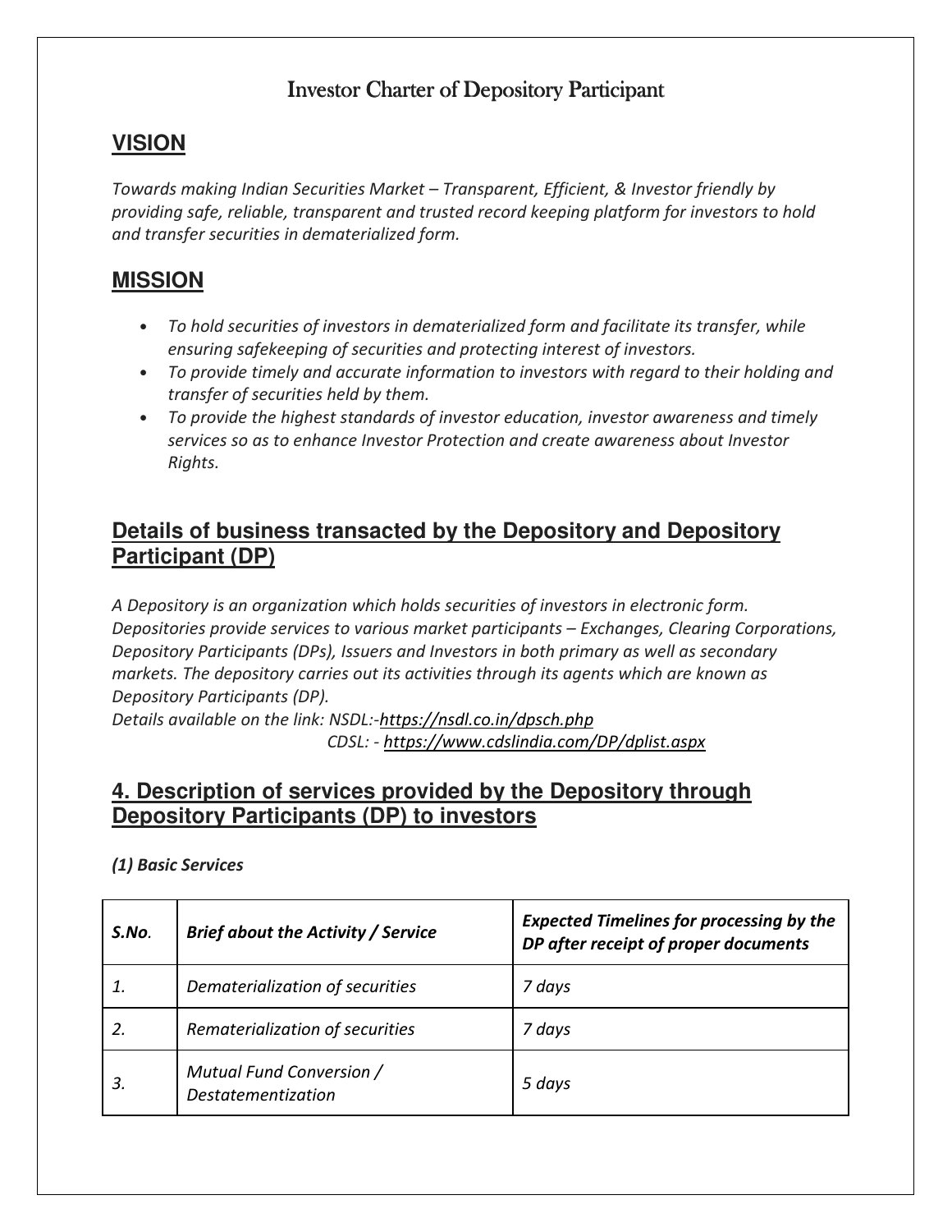# Investor Charter of Depository Participant

## VISION

*Towards making Indian Securities Market – Transparent, Efficient, & Investor friendly by providing safe, reliable, transparent and trusted record keeping platform for investors to hold and transfer securities in dematerialized form.*

## MISSION

- *To hold securities of investors in dematerialized form and facilitate its transfer, while ensuring safekeeping of securities and protecting interest of investors.*
- *To provide timely and accurate information to investors with regard to their holding and transfer of securities held by them.*
- *To provide the highest standards of investor education, investor awareness and timely services so as to enhance Investor Protection and create awareness about Investor Rights.*

## Details of business transacted by the Depository and Depository Participant (DP)

*A Depository is an organization which holds securities of investors in electronic form. Depositories provide services to various market participants – Exchanges, Clearing Corporations, Depository Participants (DPs), Issuers and Investors in both primary as well as secondary markets. The depository carries out its activities through its agents which are known as Depository Participants (DP).*
*Details available on the link: NSDL:-https://nsdl.co.in/dpsch.php*
*CDSL: - https://www.cdslindia.com/DP/dplist.aspx*

## 4. Description of services provided by the Depository through Depository Participants (DP) to investors

***(1) Basic Services***

| *S.No.* | ***Brief about the Activity / Service*** | ***Expected Timelines for processing by the DP after receipt of proper documents*** |
|---|---|---|
| *1.* | *Dematerialization of securities* | *7 days* |
| *2.* | *Rematerialization of securities* | *7 days* |
| *3.* | *Mutual Fund Conversion / Destatementization* | *5 days* |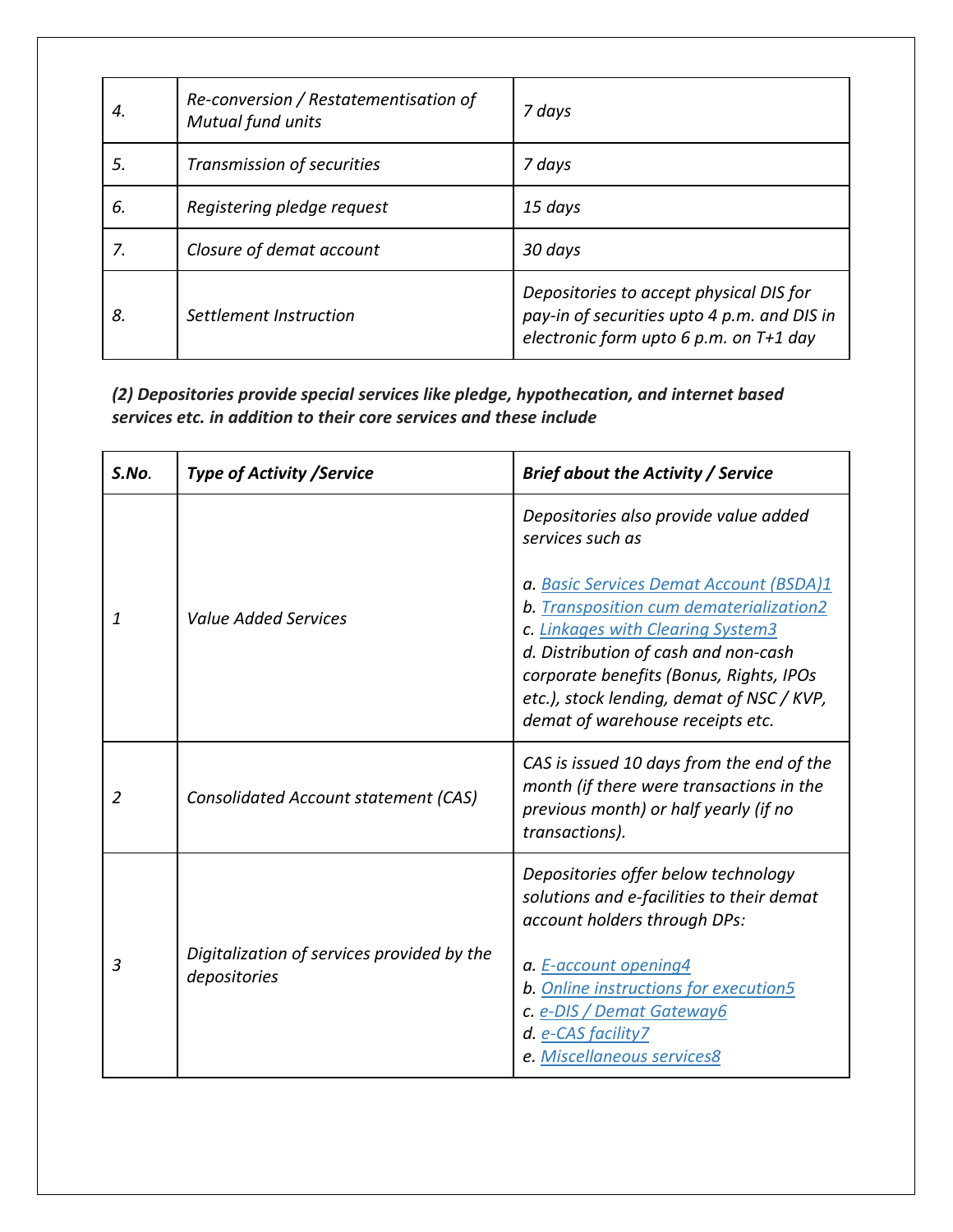| | | |
|---|---|---|
| *4.* | *Re-conversion / Restatementisation of Mutual fund units* | *7 days* |
| *5.* | *Transmission of securities* | *7 days* |
| *6.* | *Registering pledge request* | *15 days* |
| *7.* | *Closure of demat account* | *30 days* |
| *8.* | *Settlement Instruction* | *Depositories to accept physical DIS for pay-in of securities upto 4 p.m. and DIS in electronic form upto 6 p.m. on T+1 day* |

***(2) Depositories provide special services like pledge, hypothecation, and internet based services etc. in addition to their core services and these include***

| ***S.No.*** | ***Type of Activity /Service*** | ***Brief about the Activity / Service*** |
|---|---|---|
| *1* | *Value Added Services* | *Depositories also provide value added services such as*<br><br>*a. Basic Services Demat Account (BSDA)1*<br>*b. Transposition cum dematerialization2*<br>*c. Linkages with Clearing System3*<br>*d. Distribution of cash and non-cash corporate benefits (Bonus, Rights, IPOs etc.), stock lending, demat of NSC / KVP, demat of warehouse receipts etc.* |
| *2* | *Consolidated Account statement (CAS)* | *CAS is issued 10 days from the end of the month (if there were transactions in the previous month) or half yearly (if no transactions).* |
| *3* | *Digitalization of services provided by the depositories* | *Depositories offer below technology solutions and e-facilities to their demat account holders through DPs:*<br><br>*a. E-account opening4*<br>*b. Online instructions for execution5*<br>*c. e-DIS / Demat Gateway6*<br>*d. e-CAS facility7*<br>*e. Miscellaneous services8* |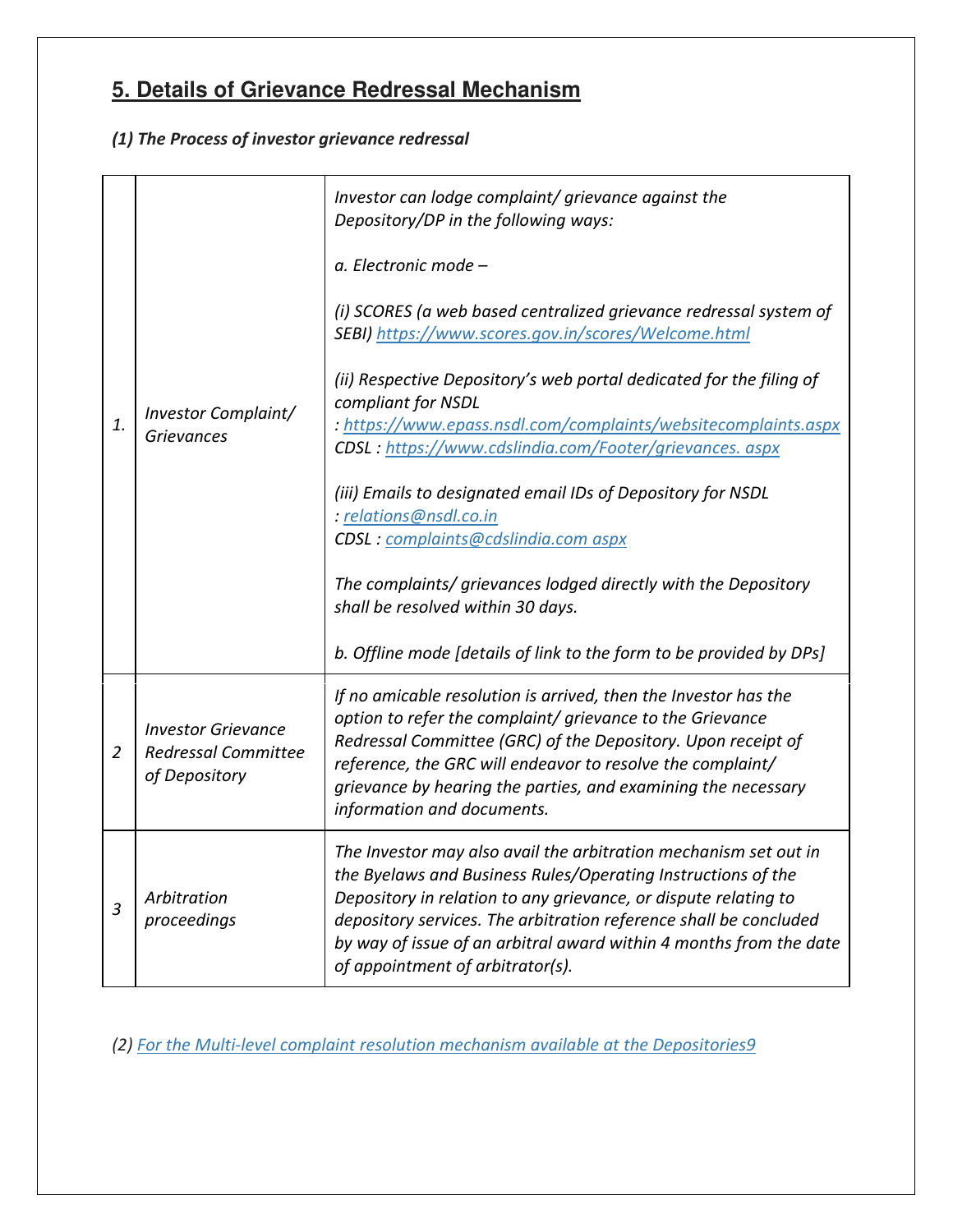## 5. Details of Grievance Redressal Mechanism

***(1) The Process of investor grievance redressal***

| | | |
|---|---|---|
| *1.* | *Investor Complaint/ Grievances* | *Investor can lodge complaint/ grievance against the Depository/DP in the following ways:*<br><br>*a. Electronic mode –*<br><br>*(i) SCORES (a web based centralized grievance redressal system of SEBI) https://www.scores.gov.in/scores/Welcome.html*<br><br>*(ii) Respective Depository's web portal dedicated for the filing of compliant for NSDL : https://www.epass.nsdl.com/complaints/websitecomplaints.aspx CDSL : https://www.cdslindia.com/Footer/grievances. aspx*<br><br>*(iii) Emails to designated email IDs of Depository for NSDL : relations@nsdl.co.in CDSL : complaints@cdslindia.com aspx*<br><br>*The complaints/ grievances lodged directly with the Depository shall be resolved within 30 days.*<br><br>*b. Offline mode [details of link to the form to be provided by DPs]* |
| *2* | *Investor Grievance Redressal Committee of Depository* | *If no amicable resolution is arrived, then the Investor has the option to refer the complaint/ grievance to the Grievance Redressal Committee (GRC) of the Depository. Upon receipt of reference, the GRC will endeavor to resolve the complaint/ grievance by hearing the parties, and examining the necessary information and documents.* |
| *3* | *Arbitration proceedings* | *The Investor may also avail the arbitration mechanism set out in the Byelaws and Business Rules/Operating Instructions of the Depository in relation to any grievance, or dispute relating to depository services. The arbitration reference shall be concluded by way of issue of an arbitral award within 4 months from the date of appointment of arbitrator(s).* |

*(2) For the Multi-level complaint resolution mechanism available at the Depositories9*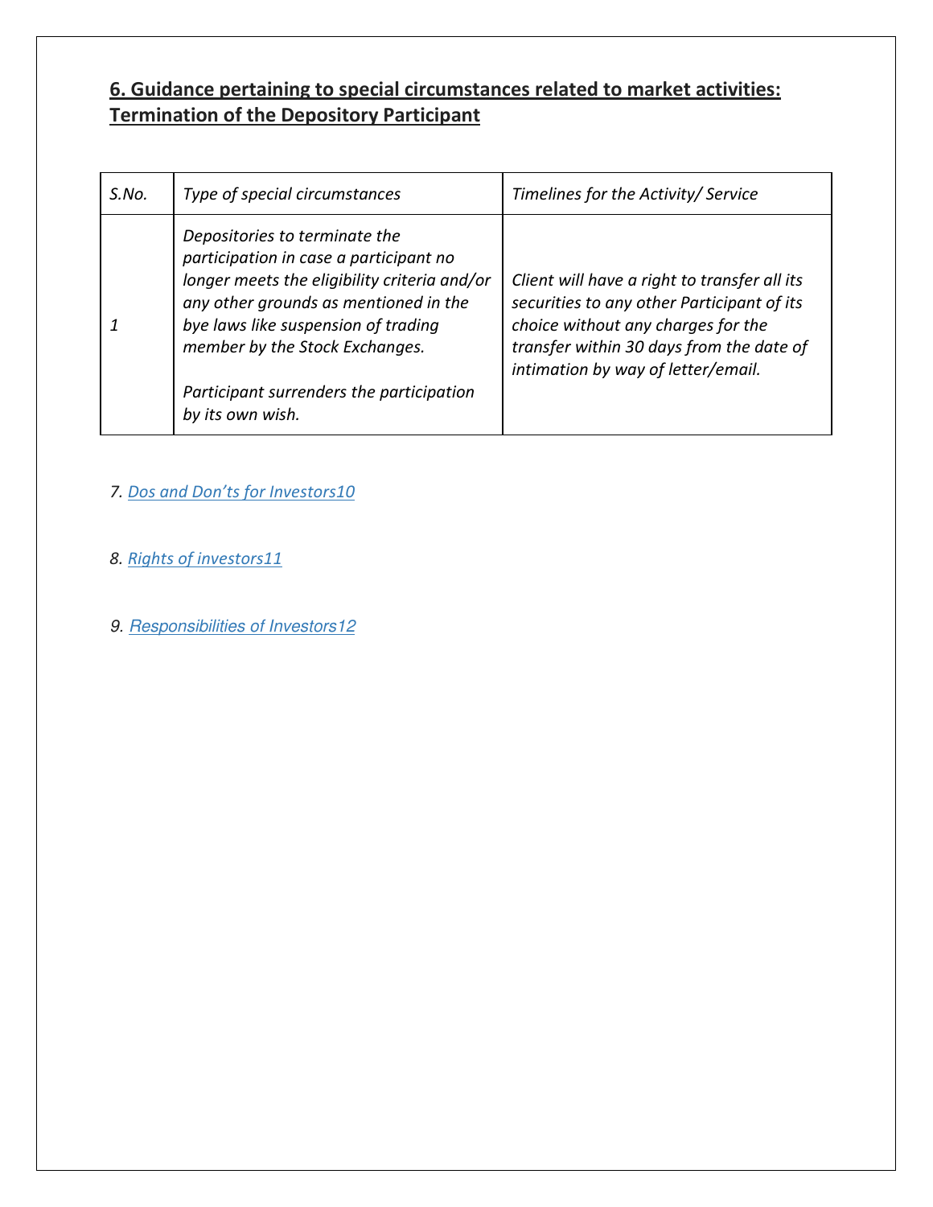## 6. Guidance pertaining to special circumstances related to market activities: Termination of the Depository Participant

| *S.No.* | *Type of special circumstances* | *Timelines for the Activity/ Service* |
|---|---|---|
| *1* | *Depositories to terminate the participation in case a participant no longer meets the eligibility criteria and/or any other grounds as mentioned in the bye laws like suspension of trading member by the Stock Exchanges.*<br><br>*Participant surrenders the participation by its own wish.* | *Client will have a right to transfer all its securities to any other Participant of its choice without any charges for the transfer within 30 days from the date of intimation by way of letter/email.* |

*7. Dos and Don'ts for Investors10*

*8. Rights of investors11*

*9. Responsibilities of Investors12*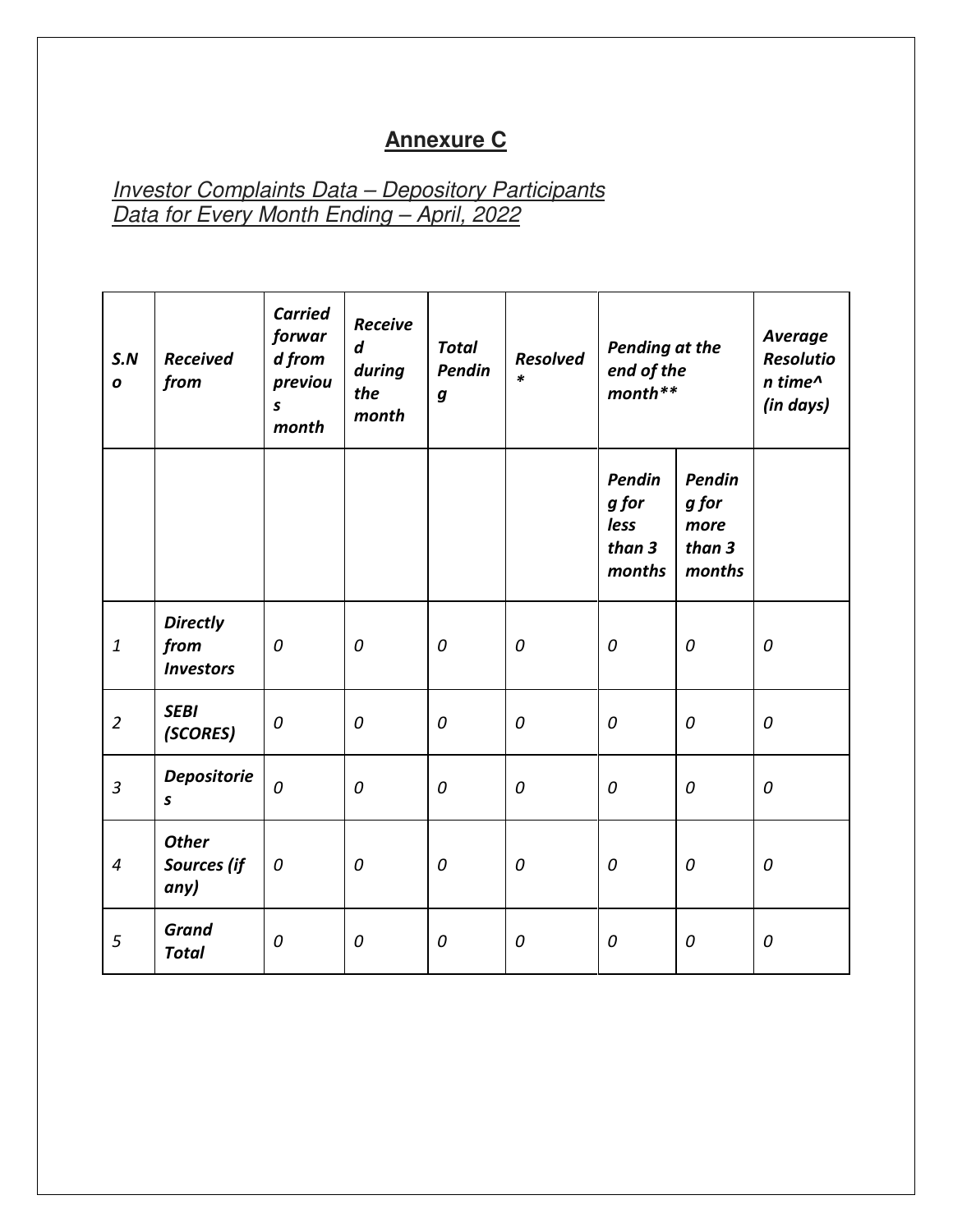## Annexure C

*Investor Complaints Data – Depository Participants*
*Data for Every Month Ending – April, 2022*

| S.No | Received from | Carried forward from previous month | Received during the month | Total Pending | Resolved* | Pending at the end of the month** | | Average Resolution time^ (in days) |
|---|---|---|---|---|---|---|---|---|
| | | | | | | Pending for less than 3 months | Pending for more than 3 months | |
| 1 | Directly from Investors | 0 | 0 | 0 | 0 | 0 | 0 | 0 |
| 2 | SEBI (SCORES) | 0 | 0 | 0 | 0 | 0 | 0 | 0 |
| 3 | Depositories | 0 | 0 | 0 | 0 | 0 | 0 | 0 |
| 4 | Other Sources (if any) | 0 | 0 | 0 | 0 | 0 | 0 | 0 |
| 5 | Grand Total | 0 | 0 | 0 | 0 | 0 | 0 | 0 |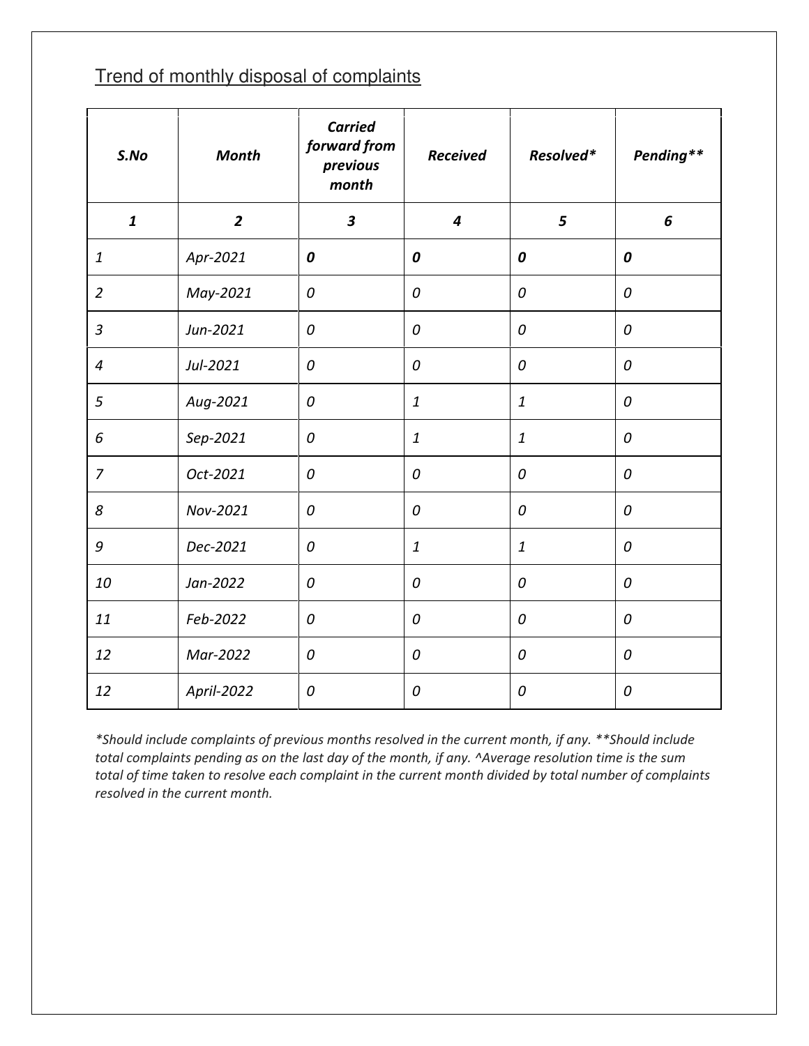## Trend of monthly disposal of complaints

| *S.No* | *Month* | *Carried forward from previous month* | *Received* | *Resolved\** | *Pending\*\** |
|---|---|---|---|---|---|
| ***1*** | ***2*** | ***3*** | ***4*** | ***5*** | ***6*** |
| *1* | *Apr-2021* | ***0*** | ***0*** | ***0*** | ***0*** |
| *2* | *May-2021* | *0* | *0* | *0* | *0* |
| *3* | *Jun-2021* | *0* | *0* | *0* | *0* |
| *4* | *Jul-2021* | *0* | *0* | *0* | *0* |
| *5* | *Aug-2021* | *0* | *1* | *1* | *0* |
| *6* | *Sep-2021* | *0* | *1* | *1* | *0* |
| *7* | *Oct-2021* | *0* | *0* | *0* | *0* |
| *8* | *Nov-2021* | *0* | *0* | *0* | *0* |
| *9* | *Dec-2021* | *0* | *1* | *1* | *0* |
| *10* | *Jan-2022* | *0* | *0* | *0* | *0* |
| *11* | *Feb-2022* | *0* | *0* | *0* | *0* |
| *12* | *Mar-2022* | *0* | *0* | *0* | *0* |
| *12* | *April-2022* | *0* | *0* | *0* | *0* |

*\*Should include complaints of previous months resolved in the current month, if any. \*\*Should include total complaints pending as on the last day of the month, if any. ^Average resolution time is the sum total of time taken to resolve each complaint in the current month divided by total number of complaints resolved in the current month.*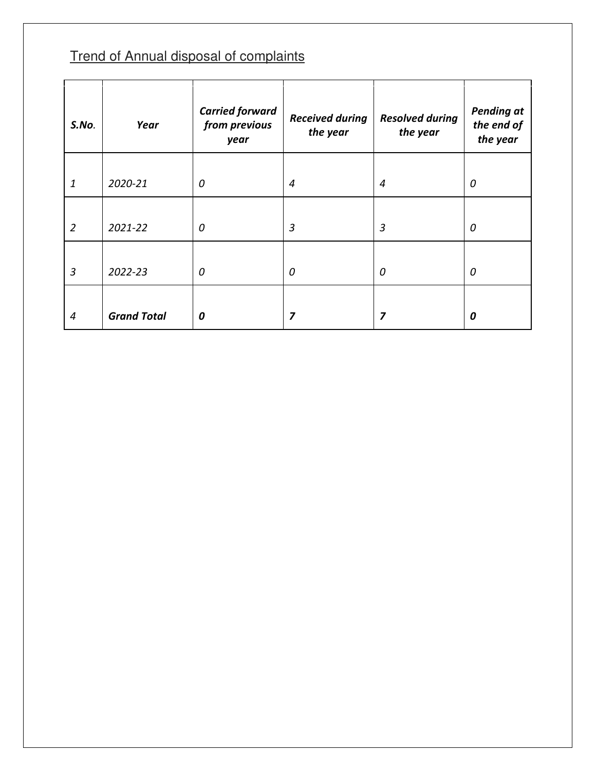## Trend of Annual disposal of complaints

| *S.No.* | *Year* | *Carried forward from previous year* | *Received during the year* | *Resolved during the year* | *Pending at the end of the year* |
|---|---|---|---|---|---|
| *1* | *2020-21* | *0* | *4* | *4* | *0* |
| *2* | *2021-22* | *0* | *3* | *3* | *0* |
| *3* | *2022-23* | *0* | *0* | *0* | *0* |
| *4* | ***Grand Total*** | ***0*** | ***7*** | ***7*** | ***0*** |